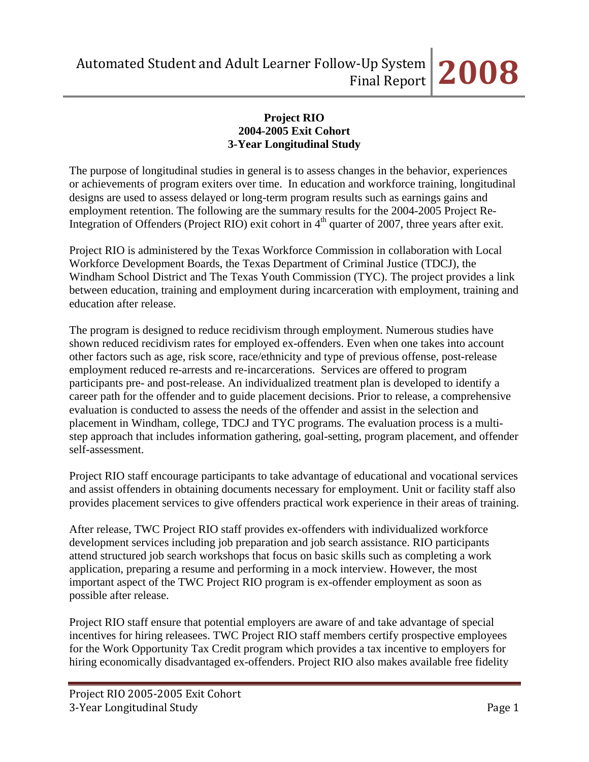**Project RIO**
**2004-2005 Exit Cohort**
**3-Year Longitudinal Study**

The purpose of longitudinal studies in general is to assess changes in the behavior, experiences or achievements of program exiters over time. In education and workforce training, longitudinal designs are used to assess delayed or long-term program results such as earnings gains and employment retention. The following are the summary results for the 2004-2005 Project Re-Integration of Offenders (Project RIO) exit cohort in 4th quarter of 2007, three years after exit.

Project RIO is administered by the Texas Workforce Commission in collaboration with Local Workforce Development Boards, the Texas Department of Criminal Justice (TDCJ), the Windham School District and The Texas Youth Commission (TYC). The project provides a link between education, training and employment during incarceration with employment, training and education after release.

The program is designed to reduce recidivism through employment. Numerous studies have shown reduced recidivism rates for employed ex-offenders. Even when one takes into account other factors such as age, risk score, race/ethnicity and type of previous offense, post-release employment reduced re-arrests and re-incarcerations. Services are offered to program participants pre- and post-release. An individualized treatment plan is developed to identify a career path for the offender and to guide placement decisions. Prior to release, a comprehensive evaluation is conducted to assess the needs of the offender and assist in the selection and placement in Windham, college, TDCJ and TYC programs. The evaluation process is a multi-step approach that includes information gathering, goal-setting, program placement, and offender self-assessment.

Project RIO staff encourage participants to take advantage of educational and vocational services and assist offenders in obtaining documents necessary for employment. Unit or facility staff also provides placement services to give offenders practical work experience in their areas of training.

After release, TWC Project RIO staff provides ex-offenders with individualized workforce development services including job preparation and job search assistance. RIO participants attend structured job search workshops that focus on basic skills such as completing a work application, preparing a resume and performing in a mock interview. However, the most important aspect of the TWC Project RIO program is ex-offender employment as soon as possible after release.

Project RIO staff ensure that potential employers are aware of and take advantage of special incentives for hiring releasees. TWC Project RIO staff members certify prospective employees for the Work Opportunity Tax Credit program which provides a tax incentive to employers for hiring economically disadvantaged ex-offenders. Project RIO also makes available free fidelity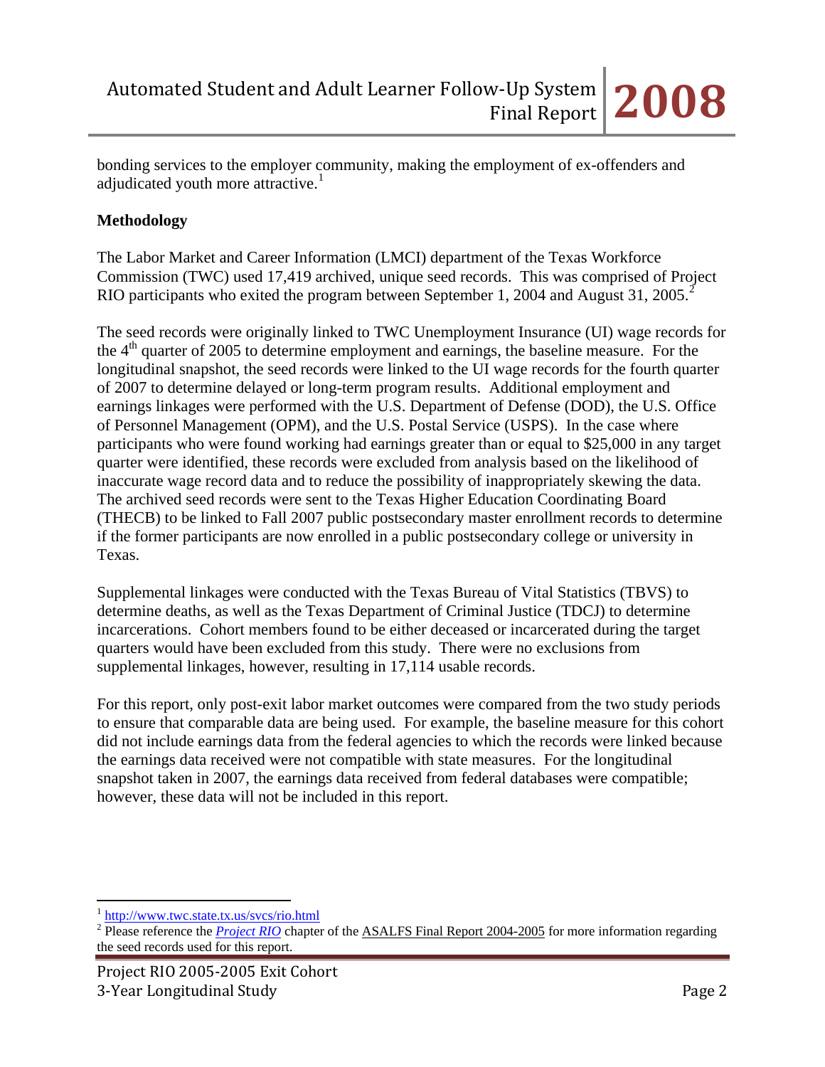bonding services to the employer community, making the employment of ex-offenders and adjudicated youth more attractive.[1]

**Methodology**

The Labor Market and Career Information (LMCI) department of the Texas Workforce Commission (TWC) used 17,419 archived, unique seed records. This was comprised of Project RIO participants who exited the program between September 1, 2004 and August 31, 2005.[2]

The seed records were originally linked to TWC Unemployment Insurance (UI) wage records for the 4th quarter of 2005 to determine employment and earnings, the baseline measure. For the longitudinal snapshot, the seed records were linked to the UI wage records for the fourth quarter of 2007 to determine delayed or long-term program results. Additional employment and earnings linkages were performed with the U.S. Department of Defense (DOD), the U.S. Office of Personnel Management (OPM), and the U.S. Postal Service (USPS). In the case where participants who were found working had earnings greater than or equal to $25,000 in any target quarter were identified, these records were excluded from analysis based on the likelihood of inaccurate wage record data and to reduce the possibility of inappropriately skewing the data. The archived seed records were sent to the Texas Higher Education Coordinating Board (THECB) to be linked to Fall 2007 public postsecondary master enrollment records to determine if the former participants are now enrolled in a public postsecondary college or university in Texas.

Supplemental linkages were conducted with the Texas Bureau of Vital Statistics (TBVS) to determine deaths, as well as the Texas Department of Criminal Justice (TDCJ) to determine incarcerations. Cohort members found to be either deceased or incarcerated during the target quarters would have been excluded from this study. There were no exclusions from supplemental linkages, however, resulting in 17,114 usable records.

For this report, only post-exit labor market outcomes were compared from the two study periods to ensure that comparable data are being used. For example, the baseline measure for this cohort did not include earnings data from the federal agencies to which the records were linked because the earnings data received were not compatible with state measures. For the longitudinal snapshot taken in 2007, the earnings data received from federal databases were compatible; however, these data will not be included in this report.

---

[1] http://www.twc.state.tx.us/svcs/rio.html

[2] Please reference the *Project RIO* chapter of the ASALFS Final Report 2004-2005 for more information regarding the seed records used for this report.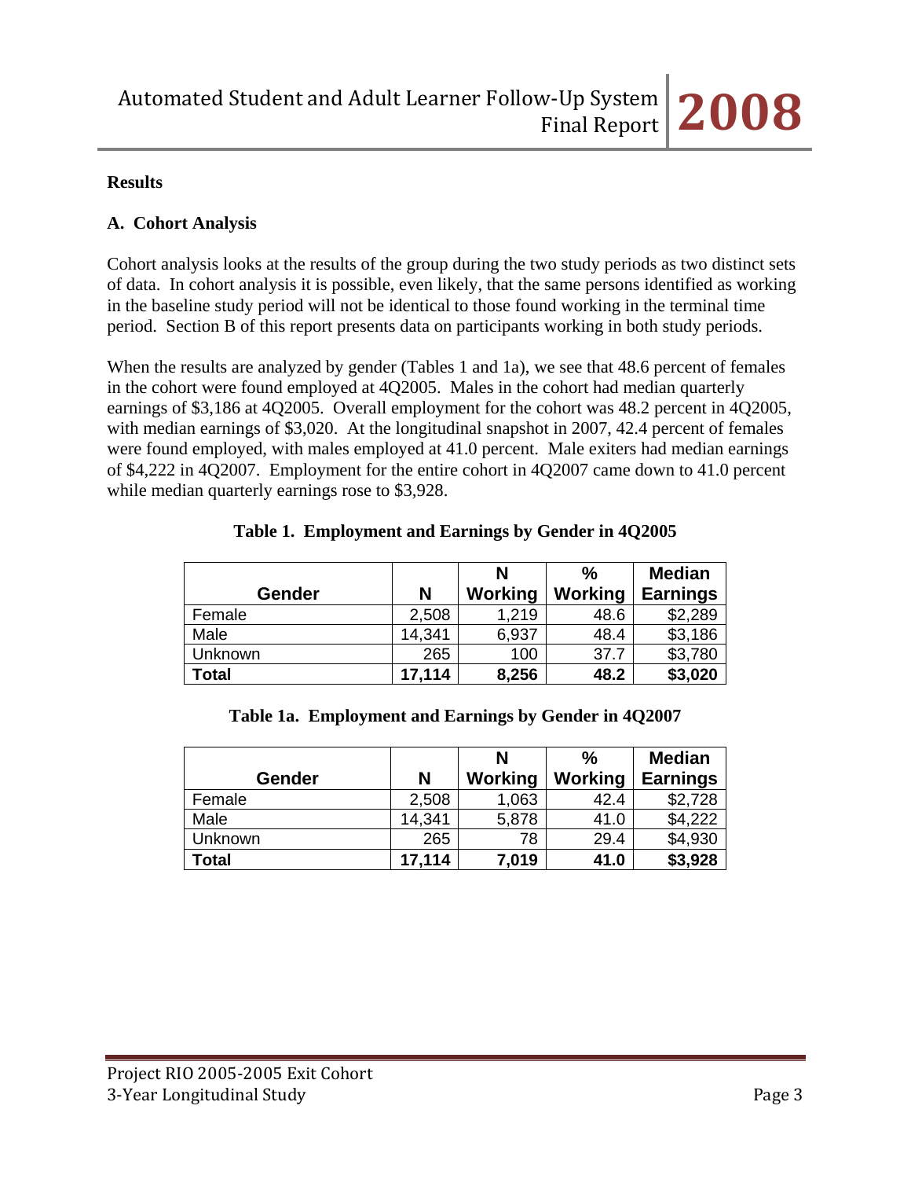## Results

### A. Cohort Analysis

Cohort analysis looks at the results of the group during the two study periods as two distinct sets of data. In cohort analysis it is possible, even likely, that the same persons identified as working in the baseline study period will not be identical to those found working in the terminal time period. Section B of this report presents data on participants working in both study periods.

When the results are analyzed by gender (Tables 1 and 1a), we see that 48.6 percent of females in the cohort were found employed at 4Q2005. Males in the cohort had median quarterly earnings of $3,186 at 4Q2005. Overall employment for the cohort was 48.2 percent in 4Q2005, with median earnings of $3,020. At the longitudinal snapshot in 2007, 42.4 percent of females were found employed, with males employed at 41.0 percent. Male exiters had median earnings of $4,222 in 4Q2007. Employment for the entire cohort in 4Q2007 came down to 41.0 percent while median quarterly earnings rose to $3,928.

**Table 1. Employment and Earnings by Gender in 4Q2005**

| Gender | N | N Working | % Working | Median Earnings |
|---|---|---|---|---|
| Female | 2,508 | 1,219 | 48.6 | $2,289 |
| Male | 14,341 | 6,937 | 48.4 | $3,186 |
| Unknown | 265 | 100 | 37.7 | $3,780 |
| **Total** | **17,114** | **8,256** | **48.2** | **$3,020** |

**Table 1a. Employment and Earnings by Gender in 4Q2007**

| Gender | N | N Working | % Working | Median Earnings |
|---|---|---|---|---|
| Female | 2,508 | 1,063 | 42.4 | $2,728 |
| Male | 14,341 | 5,878 | 41.0 | $4,222 |
| Unknown | 265 | 78 | 29.4 | $4,930 |
| **Total** | **17,114** | **7,019** | **41.0** | **$3,928** |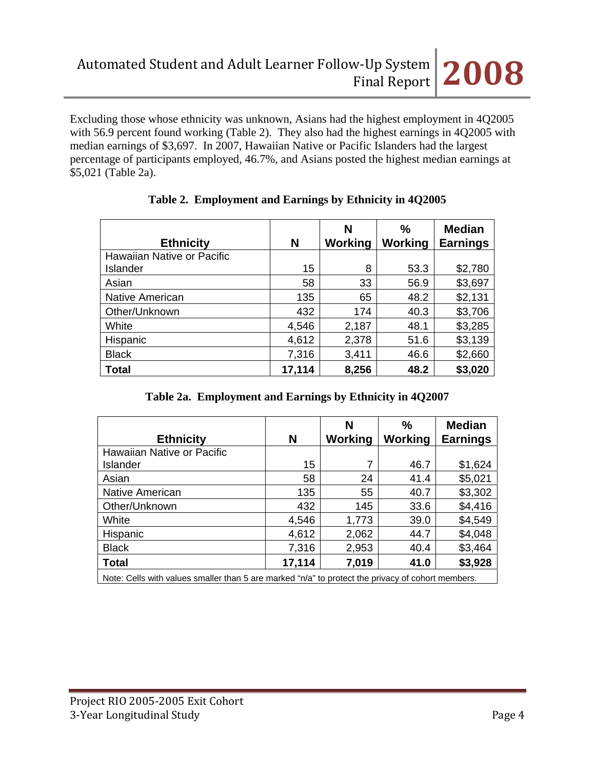Excluding those whose ethnicity was unknown, Asians had the highest employment in 4Q2005 with 56.9 percent found working (Table 2). They also had the highest earnings in 4Q2005 with median earnings of $3,697. In 2007, Hawaiian Native or Pacific Islanders had the largest percentage of participants employed, 46.7%, and Asians posted the highest median earnings at $5,021 (Table 2a).

**Table 2. Employment and Earnings by Ethnicity in 4Q2005**

| Ethnicity | N | N Working | % Working | Median Earnings |
|---|---|---|---|---|
| Hawaiian Native or Pacific Islander | 15 | 8 | 53.3 | $2,780 |
| Asian | 58 | 33 | 56.9 | $3,697 |
| Native American | 135 | 65 | 48.2 | $2,131 |
| Other/Unknown | 432 | 174 | 40.3 | $3,706 |
| White | 4,546 | 2,187 | 48.1 | $3,285 |
| Hispanic | 4,612 | 2,378 | 51.6 | $3,139 |
| Black | 7,316 | 3,411 | 46.6 | $2,660 |
| **Total** | **17,114** | **8,256** | **48.2** | **$3,020** |

**Table 2a. Employment and Earnings by Ethnicity in 4Q2007**

| Ethnicity | N | N Working | % Working | Median Earnings |
|---|---|---|---|---|
| Hawaiian Native or Pacific Islander | 15 | 7 | 46.7 | $1,624 |
| Asian | 58 | 24 | 41.4 | $5,021 |
| Native American | 135 | 55 | 40.7 | $3,302 |
| Other/Unknown | 432 | 145 | 33.6 | $4,416 |
| White | 4,546 | 1,773 | 39.0 | $4,549 |
| Hispanic | 4,612 | 2,062 | 44.7 | $4,048 |
| Black | 7,316 | 2,953 | 40.4 | $3,464 |
| **Total** | **17,114** | **7,019** | **41.0** | **$3,928** |

Note: Cells with values smaller than 5 are marked "n/a" to protect the privacy of cohort members.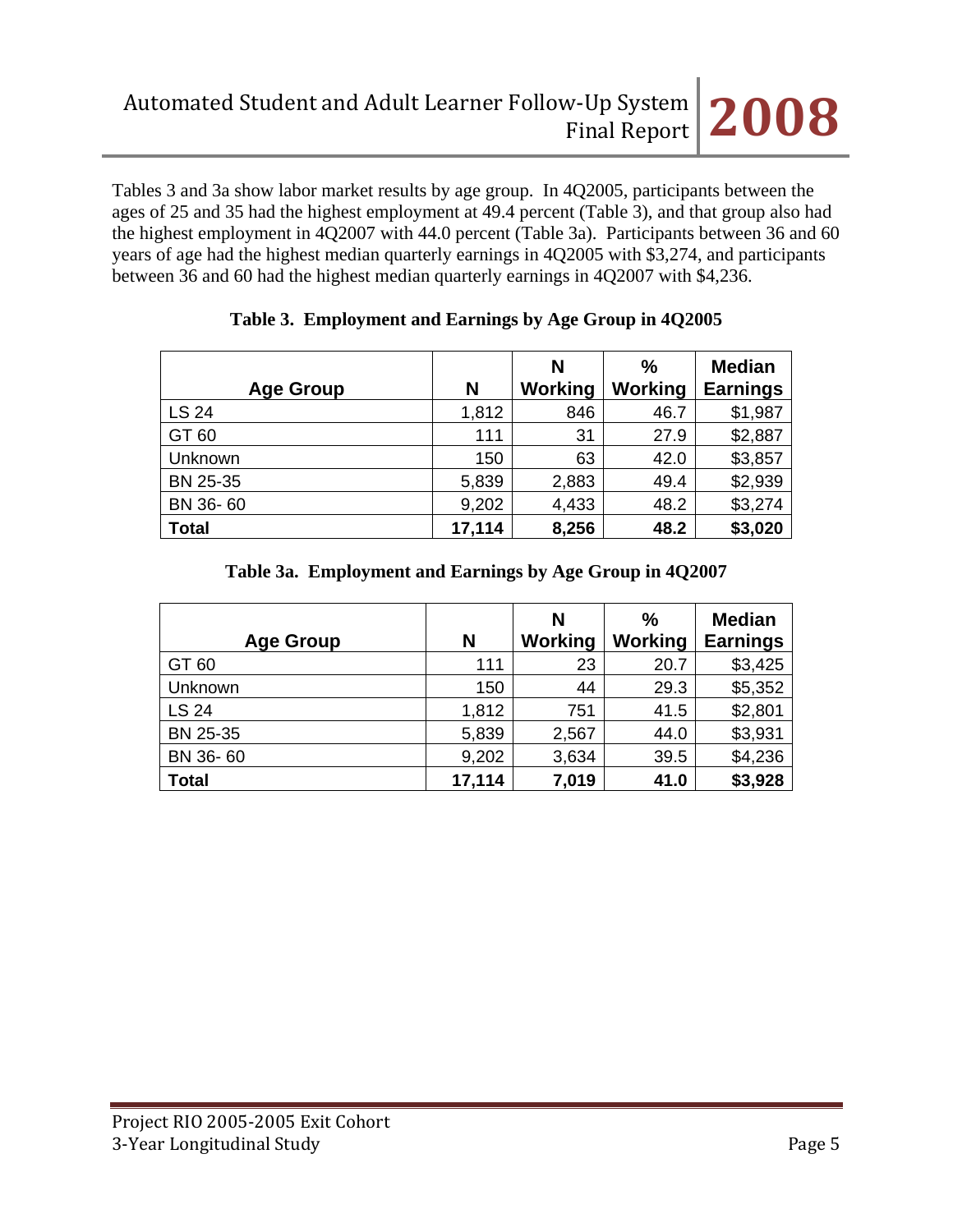Tables 3 and 3a show labor market results by age group. In 4Q2005, participants between the ages of 25 and 35 had the highest employment at 49.4 percent (Table 3), and that group also had the highest employment in 4Q2007 with 44.0 percent (Table 3a). Participants between 36 and 60 years of age had the highest median quarterly earnings in 4Q2005 with $3,274, and participants between 36 and 60 had the highest median quarterly earnings in 4Q2007 with $4,236.

**Table 3. Employment and Earnings by Age Group in 4Q2005**

| Age Group | N | N Working | % Working | Median Earnings |
|---|---|---|---|---|
| LS 24 | 1,812 | 846 | 46.7 | $1,987 |
| GT 60 | 111 | 31 | 27.9 | $2,887 |
| Unknown | 150 | 63 | 42.0 | $3,857 |
| BN 25-35 | 5,839 | 2,883 | 49.4 | $2,939 |
| BN 36- 60 | 9,202 | 4,433 | 48.2 | $3,274 |
| **Total** | **17,114** | **8,256** | **48.2** | **$3,020** |

**Table 3a. Employment and Earnings by Age Group in 4Q2007**

| Age Group | N | N Working | % Working | Median Earnings |
|---|---|---|---|---|
| GT 60 | 111 | 23 | 20.7 | $3,425 |
| Unknown | 150 | 44 | 29.3 | $5,352 |
| LS 24 | 1,812 | 751 | 41.5 | $2,801 |
| BN 25-35 | 5,839 | 2,567 | 44.0 | $3,931 |
| BN 36- 60 | 9,202 | 3,634 | 39.5 | $4,236 |
| **Total** | **17,114** | **7,019** | **41.0** | **$3,928** |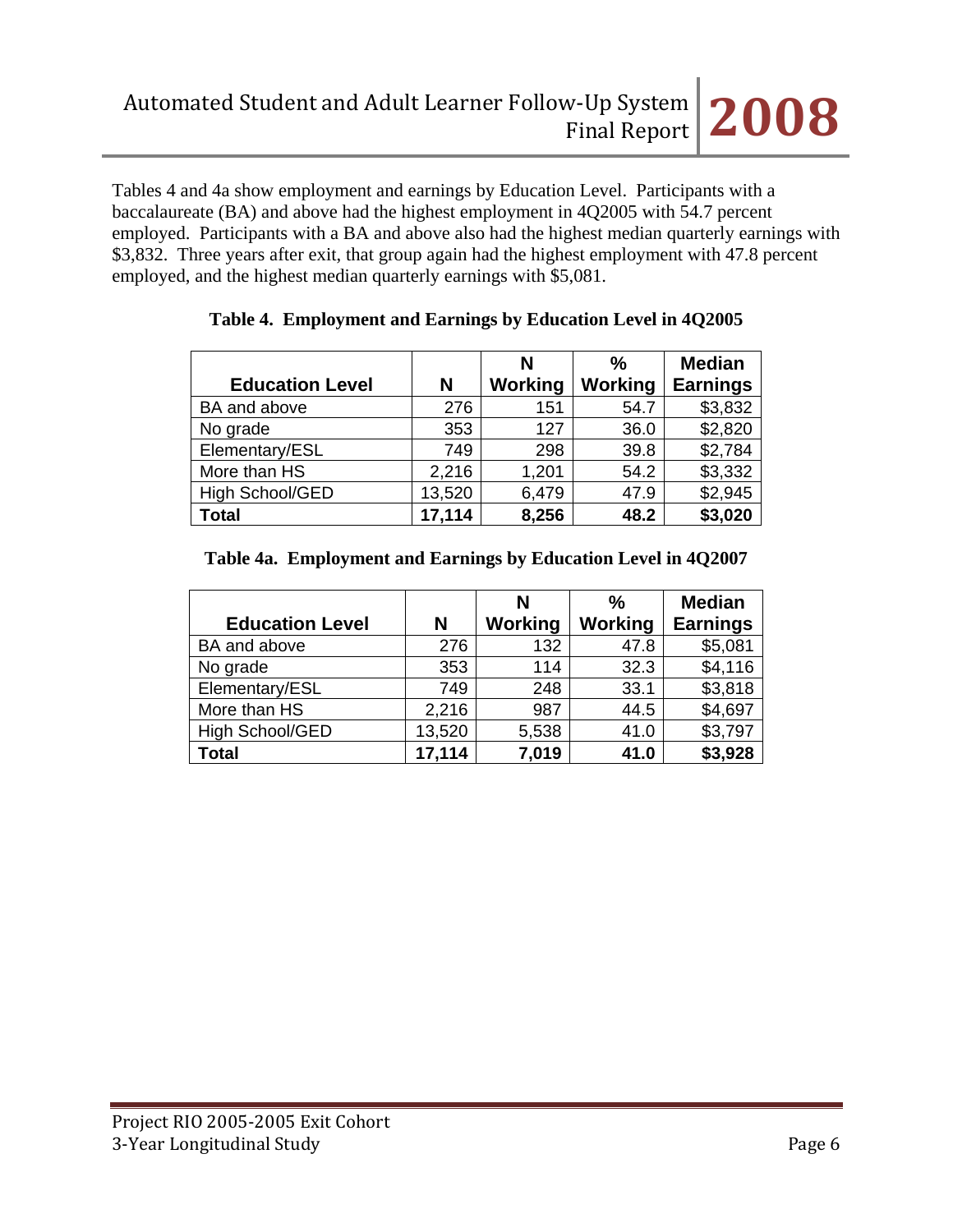Tables 4 and 4a show employment and earnings by Education Level. Participants with a baccalaureate (BA) and above had the highest employment in 4Q2005 with 54.7 percent employed. Participants with a BA and above also had the highest median quarterly earnings with $3,832. Three years after exit, that group again had the highest employment with 47.8 percent employed, and the highest median quarterly earnings with $5,081.

**Table 4. Employment and Earnings by Education Level in 4Q2005**

| Education Level | N | N Working | % Working | Median Earnings |
|---|---|---|---|---|
| BA and above | 276 | 151 | 54.7 | $3,832 |
| No grade | 353 | 127 | 36.0 | $2,820 |
| Elementary/ESL | 749 | 298 | 39.8 | $2,784 |
| More than HS | 2,216 | 1,201 | 54.2 | $3,332 |
| High School/GED | 13,520 | 6,479 | 47.9 | $2,945 |
| **Total** | **17,114** | **8,256** | **48.2** | **$3,020** |

**Table 4a. Employment and Earnings by Education Level in 4Q2007**

| Education Level | N | N Working | % Working | Median Earnings |
|---|---|---|---|---|
| BA and above | 276 | 132 | 47.8 | $5,081 |
| No grade | 353 | 114 | 32.3 | $4,116 |
| Elementary/ESL | 749 | 248 | 33.1 | $3,818 |
| More than HS | 2,216 | 987 | 44.5 | $4,697 |
| High School/GED | 13,520 | 5,538 | 41.0 | $3,797 |
| **Total** | **17,114** | **7,019** | **41.0** | **$3,928** |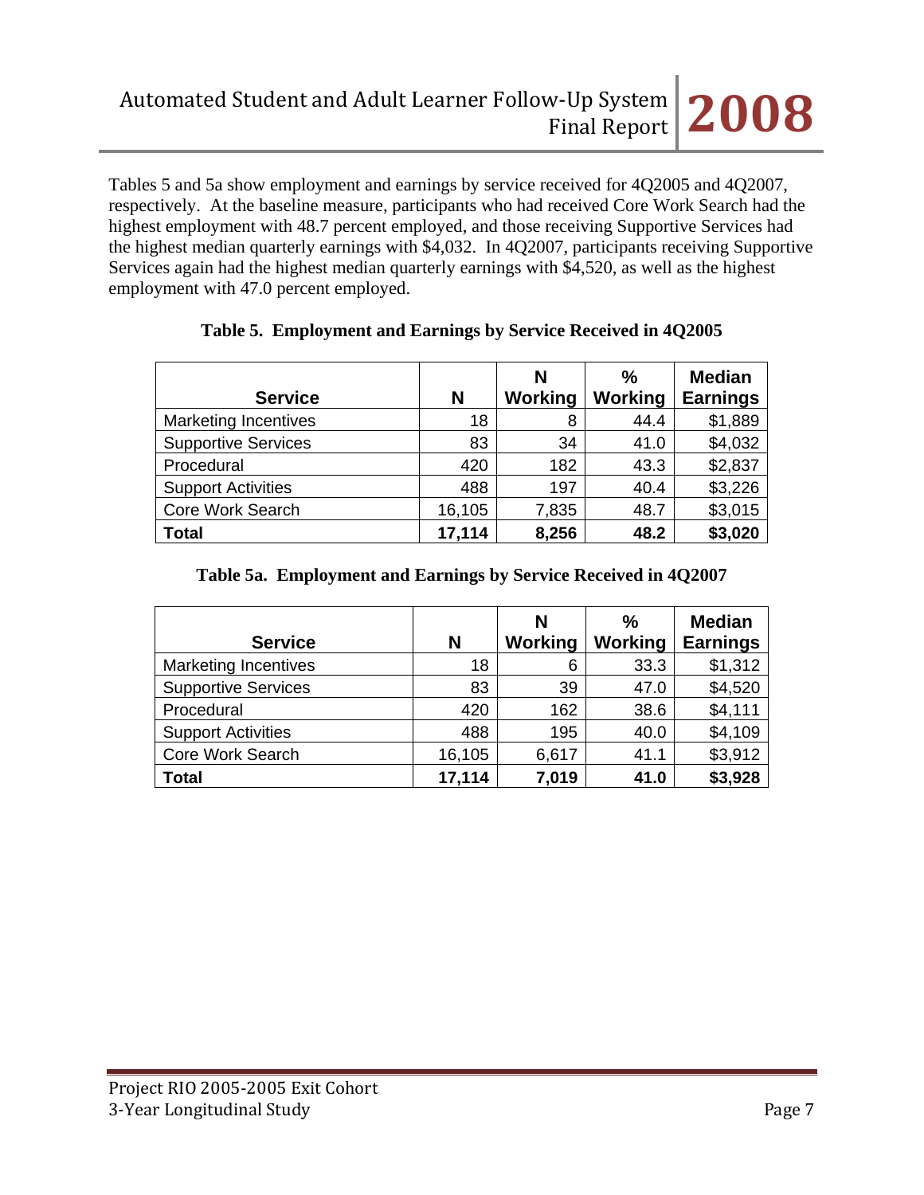Tables 5 and 5a show employment and earnings by service received for 4Q2005 and 4Q2007, respectively. At the baseline measure, participants who had received Core Work Search had the highest employment with 48.7 percent employed, and those receiving Supportive Services had the highest median quarterly earnings with $4,032. In 4Q2007, participants receiving Supportive Services again had the highest median quarterly earnings with $4,520, as well as the highest employment with 47.0 percent employed.

**Table 5. Employment and Earnings by Service Received in 4Q2005**

| Service | N | N Working | % Working | Median Earnings |
|---|---|---|---|---|
| Marketing Incentives | 18 | 8 | 44.4 | $1,889 |
| Supportive Services | 83 | 34 | 41.0 | $4,032 |
| Procedural | 420 | 182 | 43.3 | $2,837 |
| Support Activities | 488 | 197 | 40.4 | $3,226 |
| Core Work Search | 16,105 | 7,835 | 48.7 | $3,015 |
| **Total** | **17,114** | **8,256** | **48.2** | **$3,020** |

**Table 5a. Employment and Earnings by Service Received in 4Q2007**

| Service | N | N Working | % Working | Median Earnings |
|---|---|---|---|---|
| Marketing Incentives | 18 | 6 | 33.3 | $1,312 |
| Supportive Services | 83 | 39 | 47.0 | $4,520 |
| Procedural | 420 | 162 | 38.6 | $4,111 |
| Support Activities | 488 | 195 | 40.0 | $4,109 |
| Core Work Search | 16,105 | 6,617 | 41.1 | $3,912 |
| **Total** | **17,114** | **7,019** | **41.0** | **$3,928** |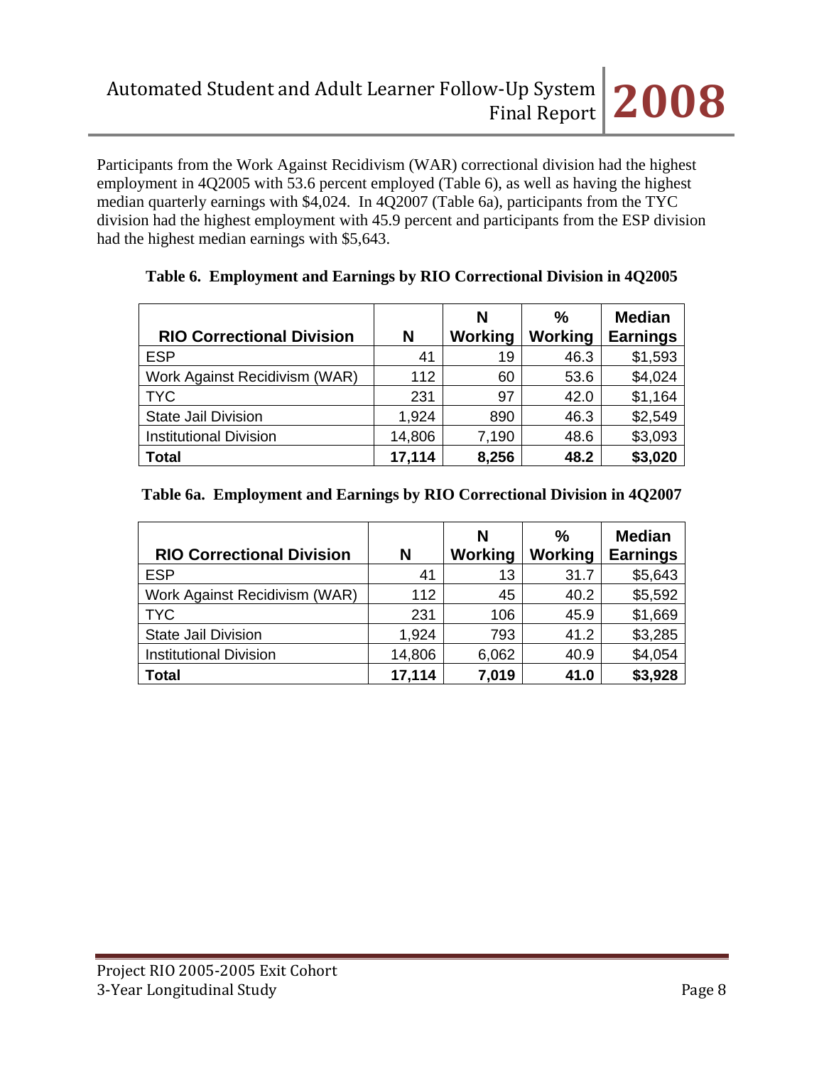Participants from the Work Against Recidivism (WAR) correctional division had the highest employment in 4Q2005 with 53.6 percent employed (Table 6), as well as having the highest median quarterly earnings with $4,024. In 4Q2007 (Table 6a), participants from the TYC division had the highest employment with 45.9 percent and participants from the ESP division had the highest median earnings with $5,643.

**Table 6. Employment and Earnings by RIO Correctional Division in 4Q2005**

| RIO Correctional Division | N | N Working | % Working | Median Earnings |
|---|---|---|---|---|
| ESP | 41 | 19 | 46.3 | $1,593 |
| Work Against Recidivism (WAR) | 112 | 60 | 53.6 | $4,024 |
| TYC | 231 | 97 | 42.0 | $1,164 |
| State Jail Division | 1,924 | 890 | 46.3 | $2,549 |
| Institutional Division | 14,806 | 7,190 | 48.6 | $3,093 |
| **Total** | **17,114** | **8,256** | **48.2** | **$3,020** |

**Table 6a. Employment and Earnings by RIO Correctional Division in 4Q2007**

| RIO Correctional Division | N | N Working | % Working | Median Earnings |
|---|---|---|---|---|
| ESP | 41 | 13 | 31.7 | $5,643 |
| Work Against Recidivism (WAR) | 112 | 45 | 40.2 | $5,592 |
| TYC | 231 | 106 | 45.9 | $1,669 |
| State Jail Division | 1,924 | 793 | 41.2 | $3,285 |
| Institutional Division | 14,806 | 6,062 | 40.9 | $4,054 |
| **Total** | **17,114** | **7,019** | **41.0** | **$3,928** |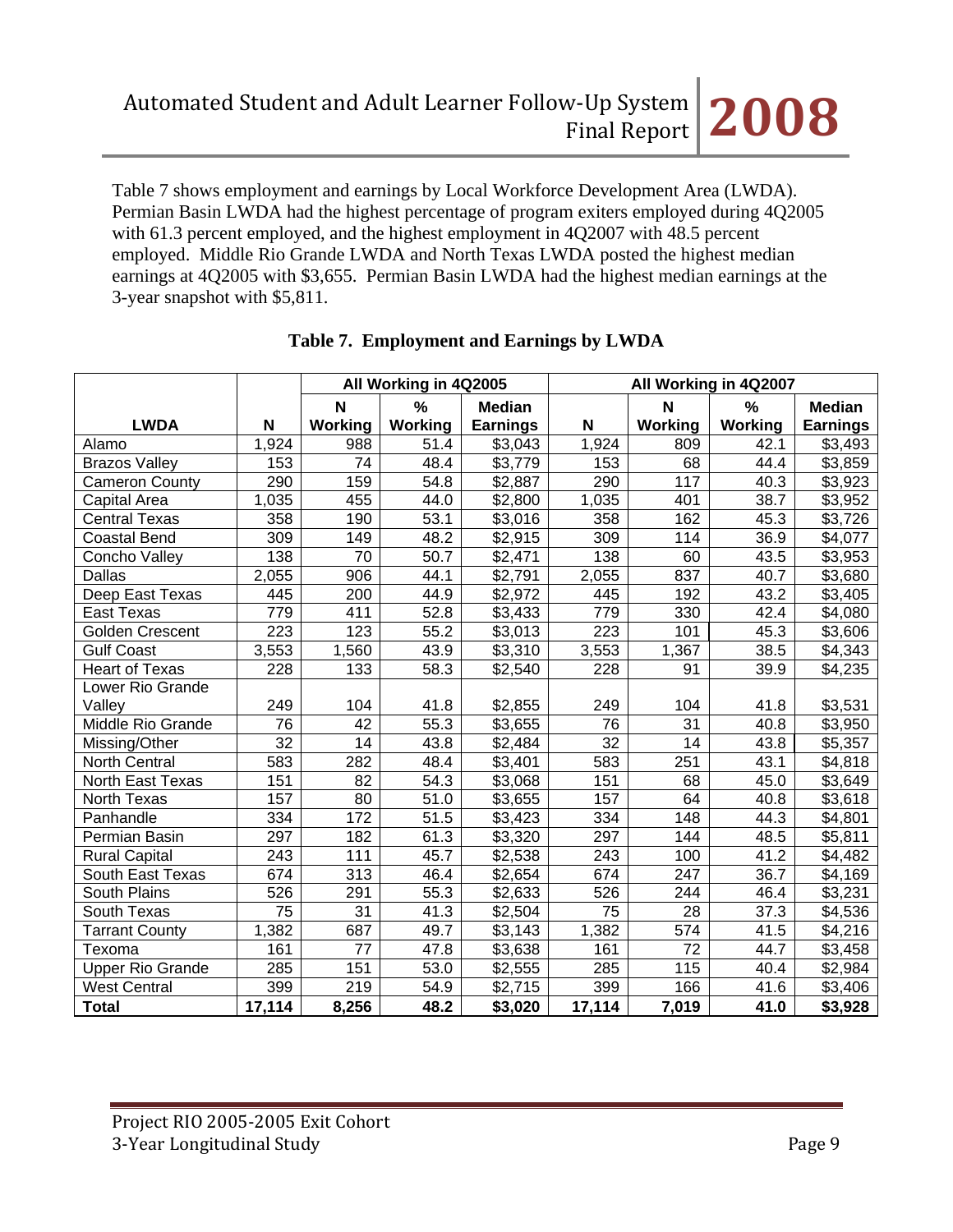Table 7 shows employment and earnings by Local Workforce Development Area (LWDA). Permian Basin LWDA had the highest percentage of program exiters employed during 4Q2005 with 61.3 percent employed, and the highest employment in 4Q2007 with 48.5 percent employed. Middle Rio Grande LWDA and North Texas LWDA posted the highest median earnings at 4Q2005 with $3,655. Permian Basin LWDA had the highest median earnings at the 3-year snapshot with $5,811.

**Table 7. Employment and Earnings by LWDA**

| | | All Working in 4Q2005 | | | All Working in 4Q2007 | | | |
|---|---|---|---|---|---|---|---|---|
| **LWDA** | **N** | **N Working** | **% Working** | **Median Earnings** | **N** | **N Working** | **% Working** | **Median Earnings** |
| Alamo | 1,924 | 988 | 51.4 | $3,043 | 1,924 | 809 | 42.1 | $3,493 |
| Brazos Valley | 153 | 74 | 48.4 | $3,779 | 153 | 68 | 44.4 | $3,859 |
| Cameron County | 290 | 159 | 54.8 | $2,887 | 290 | 117 | 40.3 | $3,923 |
| Capital Area | 1,035 | 455 | 44.0 | $2,800 | 1,035 | 401 | 38.7 | $3,952 |
| Central Texas | 358 | 190 | 53.1 | $3,016 | 358 | 162 | 45.3 | $3,726 |
| Coastal Bend | 309 | 149 | 48.2 | $2,915 | 309 | 114 | 36.9 | $4,077 |
| Concho Valley | 138 | 70 | 50.7 | $2,471 | 138 | 60 | 43.5 | $3,953 |
| Dallas | 2,055 | 906 | 44.1 | $2,791 | 2,055 | 837 | 40.7 | $3,680 |
| Deep East Texas | 445 | 200 | 44.9 | $2,972 | 445 | 192 | 43.2 | $3,405 |
| East Texas | 779 | 411 | 52.8 | $3,433 | 779 | 330 | 42.4 | $4,080 |
| Golden Crescent | 223 | 123 | 55.2 | $3,013 | 223 | 101 | 45.3 | $3,606 |
| Gulf Coast | 3,553 | 1,560 | 43.9 | $3,310 | 3,553 | 1,367 | 38.5 | $4,343 |
| Heart of Texas | 228 | 133 | 58.3 | $2,540 | 228 | 91 | 39.9 | $4,235 |
| Lower Rio Grande Valley | 249 | 104 | 41.8 | $2,855 | 249 | 104 | 41.8 | $3,531 |
| Middle Rio Grande | 76 | 42 | 55.3 | $3,655 | 76 | 31 | 40.8 | $3,950 |
| Missing/Other | 32 | 14 | 43.8 | $2,484 | 32 | 14 | 43.8 | $5,357 |
| North Central | 583 | 282 | 48.4 | $3,401 | 583 | 251 | 43.1 | $4,818 |
| North East Texas | 151 | 82 | 54.3 | $3,068 | 151 | 68 | 45.0 | $3,649 |
| North Texas | 157 | 80 | 51.0 | $3,655 | 157 | 64 | 40.8 | $3,618 |
| Panhandle | 334 | 172 | 51.5 | $3,423 | 334 | 148 | 44.3 | $4,801 |
| Permian Basin | 297 | 182 | 61.3 | $3,320 | 297 | 144 | 48.5 | $5,811 |
| Rural Capital | 243 | 111 | 45.7 | $2,538 | 243 | 100 | 41.2 | $4,482 |
| South East Texas | 674 | 313 | 46.4 | $2,654 | 674 | 247 | 36.7 | $4,169 |
| South Plains | 526 | 291 | 55.3 | $2,633 | 526 | 244 | 46.4 | $3,231 |
| South Texas | 75 | 31 | 41.3 | $2,504 | 75 | 28 | 37.3 | $4,536 |
| Tarrant County | 1,382 | 687 | 49.7 | $3,143 | 1,382 | 574 | 41.5 | $4,216 |
| Texoma | 161 | 77 | 47.8 | $3,638 | 161 | 72 | 44.7 | $3,458 |
| Upper Rio Grande | 285 | 151 | 53.0 | $2,555 | 285 | 115 | 40.4 | $2,984 |
| West Central | 399 | 219 | 54.9 | $2,715 | 399 | 166 | 41.6 | $3,406 |
| **Total** | **17,114** | **8,256** | **48.2** | **$3,020** | **17,114** | **7,019** | **41.0** | **$3,928** |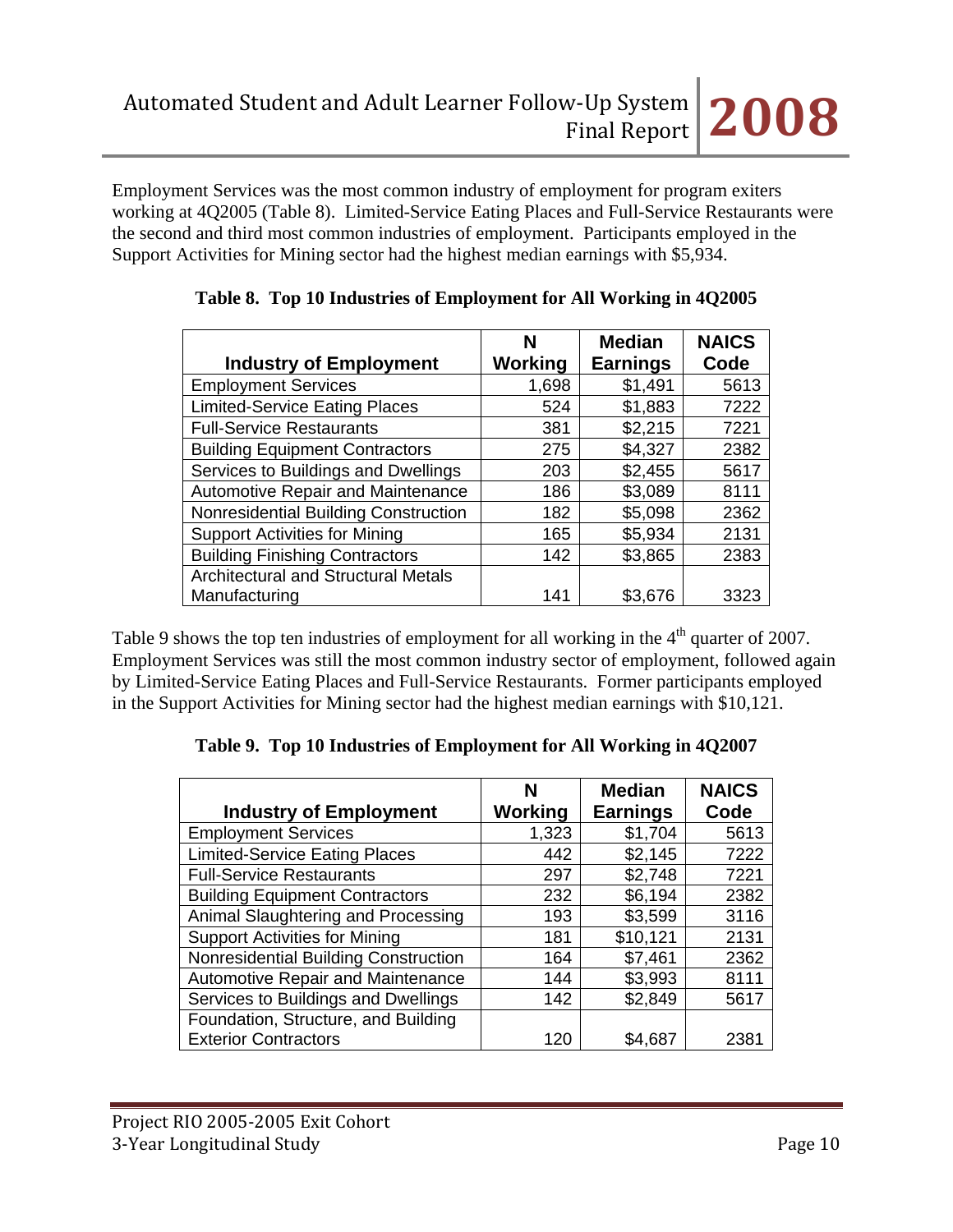Employment Services was the most common industry of employment for program exiters working at 4Q2005 (Table 8). Limited-Service Eating Places and Full-Service Restaurants were the second and third most common industries of employment. Participants employed in the Support Activities for Mining sector had the highest median earnings with $5,934.

**Table 8. Top 10 Industries of Employment for All Working in 4Q2005**

| Industry of Employment | N Working | Median Earnings | NAICS Code |
|---|---|---|---|
| Employment Services | 1,698 | $1,491 | 5613 |
| Limited-Service Eating Places | 524 | $1,883 | 7222 |
| Full-Service Restaurants | 381 | $2,215 | 7221 |
| Building Equipment Contractors | 275 | $4,327 | 2382 |
| Services to Buildings and Dwellings | 203 | $2,455 | 5617 |
| Automotive Repair and Maintenance | 186 | $3,089 | 8111 |
| Nonresidential Building Construction | 182 | $5,098 | 2362 |
| Support Activities for Mining | 165 | $5,934 | 2131 |
| Building Finishing Contractors | 142 | $3,865 | 2383 |
| Architectural and Structural Metals Manufacturing | 141 | $3,676 | 3323 |

Table 9 shows the top ten industries of employment for all working in the 4th quarter of 2007. Employment Services was still the most common industry sector of employment, followed again by Limited-Service Eating Places and Full-Service Restaurants. Former participants employed in the Support Activities for Mining sector had the highest median earnings with $10,121.

**Table 9. Top 10 Industries of Employment for All Working in 4Q2007**

| Industry of Employment | N Working | Median Earnings | NAICS Code |
|---|---|---|---|
| Employment Services | 1,323 | $1,704 | 5613 |
| Limited-Service Eating Places | 442 | $2,145 | 7222 |
| Full-Service Restaurants | 297 | $2,748 | 7221 |
| Building Equipment Contractors | 232 | $6,194 | 2382 |
| Animal Slaughtering and Processing | 193 | $3,599 | 3116 |
| Support Activities for Mining | 181 | $10,121 | 2131 |
| Nonresidential Building Construction | 164 | $7,461 | 2362 |
| Automotive Repair and Maintenance | 144 | $3,993 | 8111 |
| Services to Buildings and Dwellings | 142 | $2,849 | 5617 |
| Foundation, Structure, and Building Exterior Contractors | 120 | $4,687 | 2381 |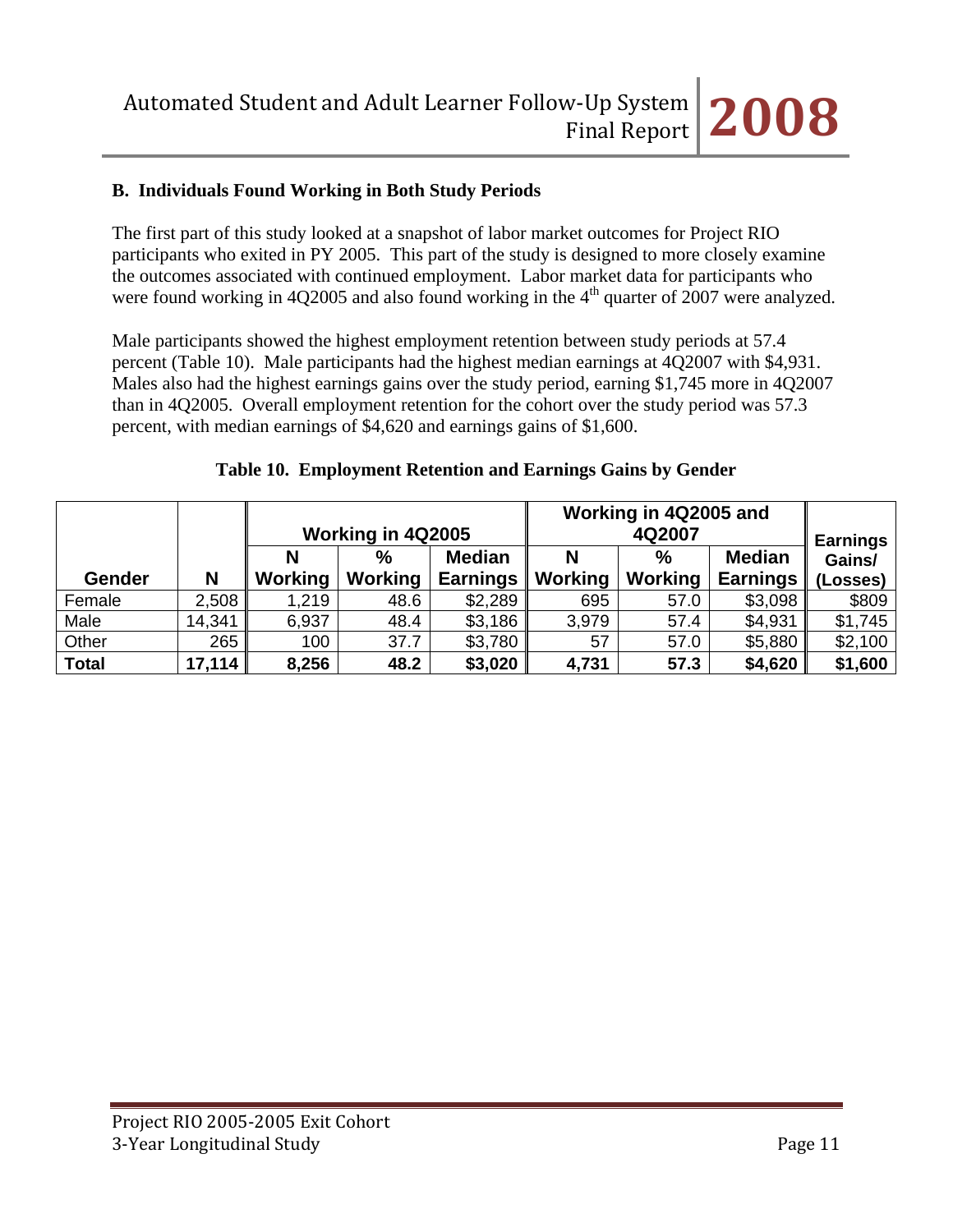### B. Individuals Found Working in Both Study Periods

The first part of this study looked at a snapshot of labor market outcomes for Project RIO participants who exited in PY 2005. This part of the study is designed to more closely examine the outcomes associated with continued employment. Labor market data for participants who were found working in 4Q2005 and also found working in the 4th quarter of 2007 were analyzed.

Male participants showed the highest employment retention between study periods at 57.4 percent (Table 10). Male participants had the highest median earnings at 4Q2007 with $4,931. Males also had the highest earnings gains over the study period, earning $1,745 more in 4Q2007 than in 4Q2005. Overall employment retention for the cohort over the study period was 57.3 percent, with median earnings of $4,620 and earnings gains of $1,600.

**Table 10. Employment Retention and Earnings Gains by Gender**

| | | Working in 4Q2005 | | | Working in 4Q2005 and 4Q2007 | | | |
|---|---|---|---|---|---|---|---|---|
| **Gender** | **N** | **N Working** | **% Working** | **Median Earnings** | **N Working** | **% Working** | **Median Earnings** | **Earnings Gains/ (Losses)** |
| Female | 2,508 | 1,219 | 48.6 | $2,289 | 695 | 57.0 | $3,098 | $809 |
| Male | 14,341 | 6,937 | 48.4 | $3,186 | 3,979 | 57.4 | $4,931 | $1,745 |
| Other | 265 | 100 | 37.7 | $3,780 | 57 | 57.0 | $5,880 | $2,100 |
| **Total** | **17,114** | **8,256** | **48.2** | **$3,020** | **4,731** | **57.3** | **$4,620** | **$1,600** |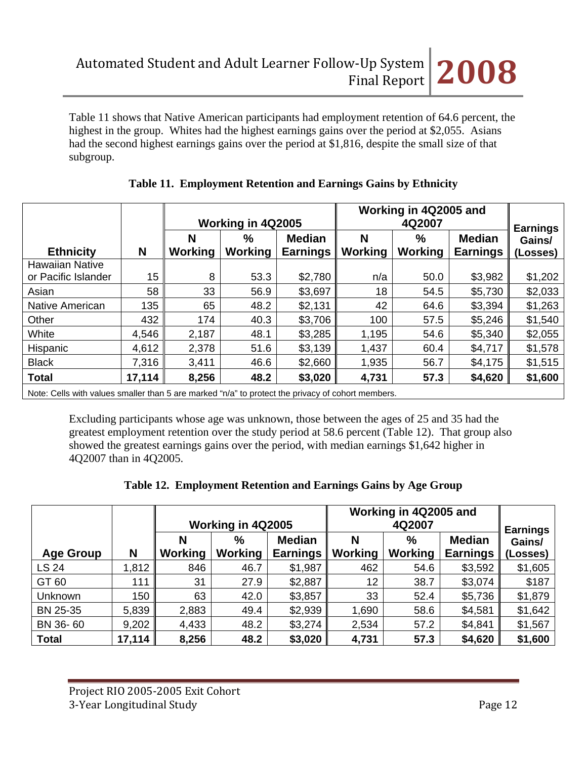Table 11 shows that Native American participants had employment retention of 64.6 percent, the highest in the group. Whites had the highest earnings gains over the period at $2,055. Asians had the second highest earnings gains over the period at $1,816, despite the small size of that subgroup.

**Table 11. Employment Retention and Earnings Gains by Ethnicity**

| | | Working in 4Q2005 | | | Working in 4Q2005 and 4Q2007 | | | Earnings Gains/ (Losses) |
|---|---|---|---|---|---|---|---|---|
| Ethnicity | N | N Working | % Working | Median Earnings | N Working | % Working | Median Earnings | |
| Hawaiian Native or Pacific Islander | 15 | 8 | 53.3 | $2,780 | n/a | 50.0 | $3,982 | $1,202 |
| Asian | 58 | 33 | 56.9 | $3,697 | 18 | 54.5 | $5,730 | $2,033 |
| Native American | 135 | 65 | 48.2 | $2,131 | 42 | 64.6 | $3,394 | $1,263 |
| Other | 432 | 174 | 40.3 | $3,706 | 100 | 57.5 | $5,246 | $1,540 |
| White | 4,546 | 2,187 | 48.1 | $3,285 | 1,195 | 54.6 | $5,340 | $2,055 |
| Hispanic | 4,612 | 2,378 | 51.6 | $3,139 | 1,437 | 60.4 | $4,717 | $1,578 |
| Black | 7,316 | 3,411 | 46.6 | $2,660 | 1,935 | 56.7 | $4,175 | $1,515 |
| **Total** | **17,114** | **8,256** | **48.2** | **$3,020** | **4,731** | **57.3** | **$4,620** | **$1,600** |

Note: Cells with values smaller than 5 are marked "n/a" to protect the privacy of cohort members.

Excluding participants whose age was unknown, those between the ages of 25 and 35 had the greatest employment retention over the study period at 58.6 percent (Table 12). That group also showed the greatest earnings gains over the period, with median earnings $1,642 higher in 4Q2007 than in 4Q2005.

**Table 12. Employment Retention and Earnings Gains by Age Group**

| | | Working in 4Q2005 | | | Working in 4Q2005 and 4Q2007 | | | Earnings Gains/ (Losses) |
|---|---|---|---|---|---|---|---|---|
| Age Group | N | N Working | % Working | Median Earnings | N Working | % Working | Median Earnings | |
| LS 24 | 1,812 | 846 | 46.7 | $1,987 | 462 | 54.6 | $3,592 | $1,605 |
| GT 60 | 111 | 31 | 27.9 | $2,887 | 12 | 38.7 | $3,074 | $187 |
| Unknown | 150 | 63 | 42.0 | $3,857 | 33 | 52.4 | $5,736 | $1,879 |
| BN 25-35 | 5,839 | 2,883 | 49.4 | $2,939 | 1,690 | 58.6 | $4,581 | $1,642 |
| BN 36- 60 | 9,202 | 4,433 | 48.2 | $3,274 | 2,534 | 57.2 | $4,841 | $1,567 |
| **Total** | **17,114** | **8,256** | **48.2** | **$3,020** | **4,731** | **57.3** | **$4,620** | **$1,600** |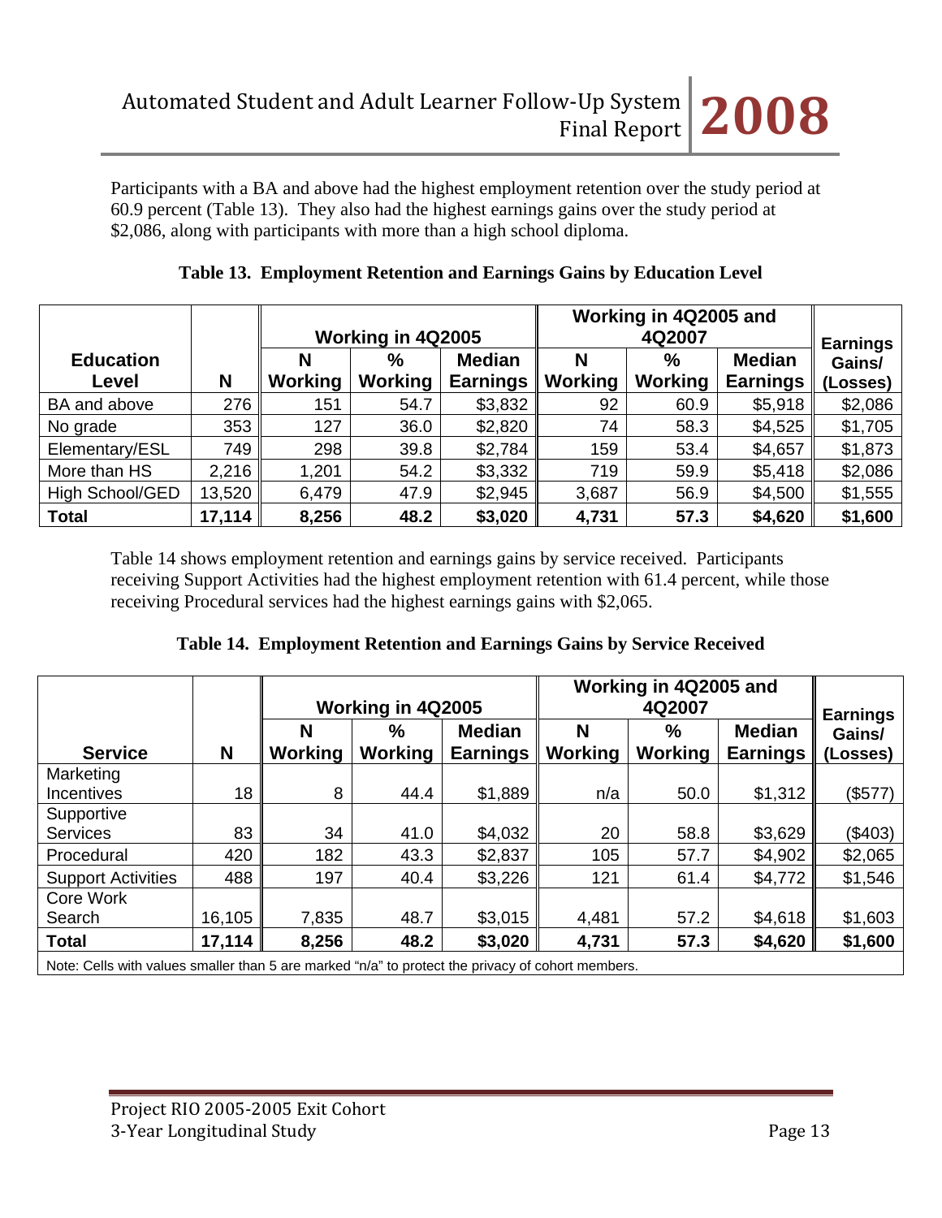Participants with a BA and above had the highest employment retention over the study period at 60.9 percent (Table 13). They also had the highest earnings gains over the study period at $2,086, along with participants with more than a high school diploma.

**Table 13. Employment Retention and Earnings Gains by Education Level**

| | | Working in 4Q2005 | | | Working in 4Q2005 and 4Q2007 | | | |
|---|---|---|---|---|---|---|---|---|
| **Education Level** | **N** | **N Working** | **% Working** | **Median Earnings** | **N Working** | **% Working** | **Median Earnings** | **Earnings Gains/ (Losses)** |
| BA and above | 276 | 151 | 54.7 | $3,832 | 92 | 60.9 | $5,918 | $2,086 |
| No grade | 353 | 127 | 36.0 | $2,820 | 74 | 58.3 | $4,525 | $1,705 |
| Elementary/ESL | 749 | 298 | 39.8 | $2,784 | 159 | 53.4 | $4,657 | $1,873 |
| More than HS | 2,216 | 1,201 | 54.2 | $3,332 | 719 | 59.9 | $5,418 | $2,086 |
| High School/GED | 13,520 | 6,479 | 47.9 | $2,945 | 3,687 | 56.9 | $4,500 | $1,555 |
| **Total** | **17,114** | **8,256** | **48.2** | **$3,020** | **4,731** | **57.3** | **$4,620** | **$1,600** |

Table 14 shows employment retention and earnings gains by service received. Participants receiving Support Activities had the highest employment retention with 61.4 percent, while those receiving Procedural services had the highest earnings gains with $2,065.

**Table 14. Employment Retention and Earnings Gains by Service Received**

| | | Working in 4Q2005 | | | Working in 4Q2005 and 4Q2007 | | | |
|---|---|---|---|---|---|---|---|---|
| **Service** | **N** | **N Working** | **% Working** | **Median Earnings** | **N Working** | **% Working** | **Median Earnings** | **Earnings Gains/ (Losses)** |
| Marketing Incentives | 18 | 8 | 44.4 | $1,889 | n/a | 50.0 | $1,312 | ($577) |
| Supportive Services | 83 | 34 | 41.0 | $4,032 | 20 | 58.8 | $3,629 | ($403) |
| Procedural | 420 | 182 | 43.3 | $2,837 | 105 | 57.7 | $4,902 | $2,065 |
| Support Activities | 488 | 197 | 40.4 | $3,226 | 121 | 61.4 | $4,772 | $1,546 |
| Core Work Search | 16,105 | 7,835 | 48.7 | $3,015 | 4,481 | 57.2 | $4,618 | $1,603 |
| **Total** | **17,114** | **8,256** | **48.2** | **$3,020** | **4,731** | **57.3** | **$4,620** | **$1,600** |

Note: Cells with values smaller than 5 are marked "n/a" to protect the privacy of cohort members.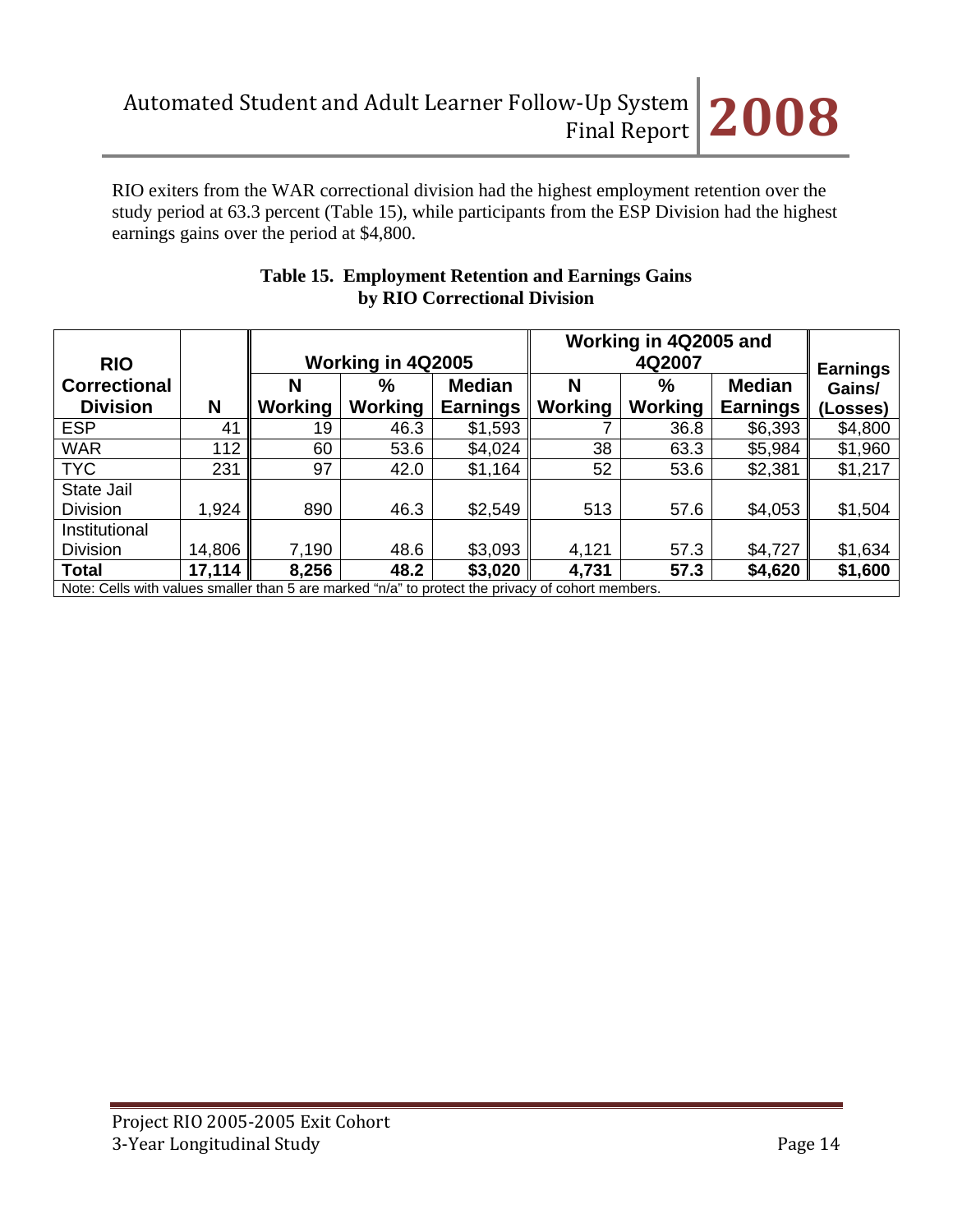RIO exiters from the WAR correctional division had the highest employment retention over the study period at 63.3 percent (Table 15), while participants from the ESP Division had the highest earnings gains over the period at $4,800.

**Table 15. Employment Retention and Earnings Gains by RIO Correctional Division**

| RIO Correctional Division | N | Working in 4Q2005 | | | Working in 4Q2005 and 4Q2007 | | | Earnings Gains/ (Losses) |
|---|---|---|---|---|---|---|---|---|
| | | N Working | % Working | Median Earnings | N Working | % Working | Median Earnings | |
| ESP | 41 | 19 | 46.3 | $1,593 | 7 | 36.8 | $6,393 | $4,800 |
| WAR | 112 | 60 | 53.6 | $4,024 | 38 | 63.3 | $5,984 | $1,960 |
| TYC | 231 | 97 | 42.0 | $1,164 | 52 | 53.6 | $2,381 | $1,217 |
| State Jail Division | 1,924 | 890 | 46.3 | $2,549 | 513 | 57.6 | $4,053 | $1,504 |
| Institutional Division | 14,806 | 7,190 | 48.6 | $3,093 | 4,121 | 57.3 | $4,727 | $1,634 |
| **Total** | **17,114** | **8,256** | **48.2** | **$3,020** | **4,731** | **57.3** | **$4,620** | **$1,600** |

Note: Cells with values smaller than 5 are marked "n/a" to protect the privacy of cohort members.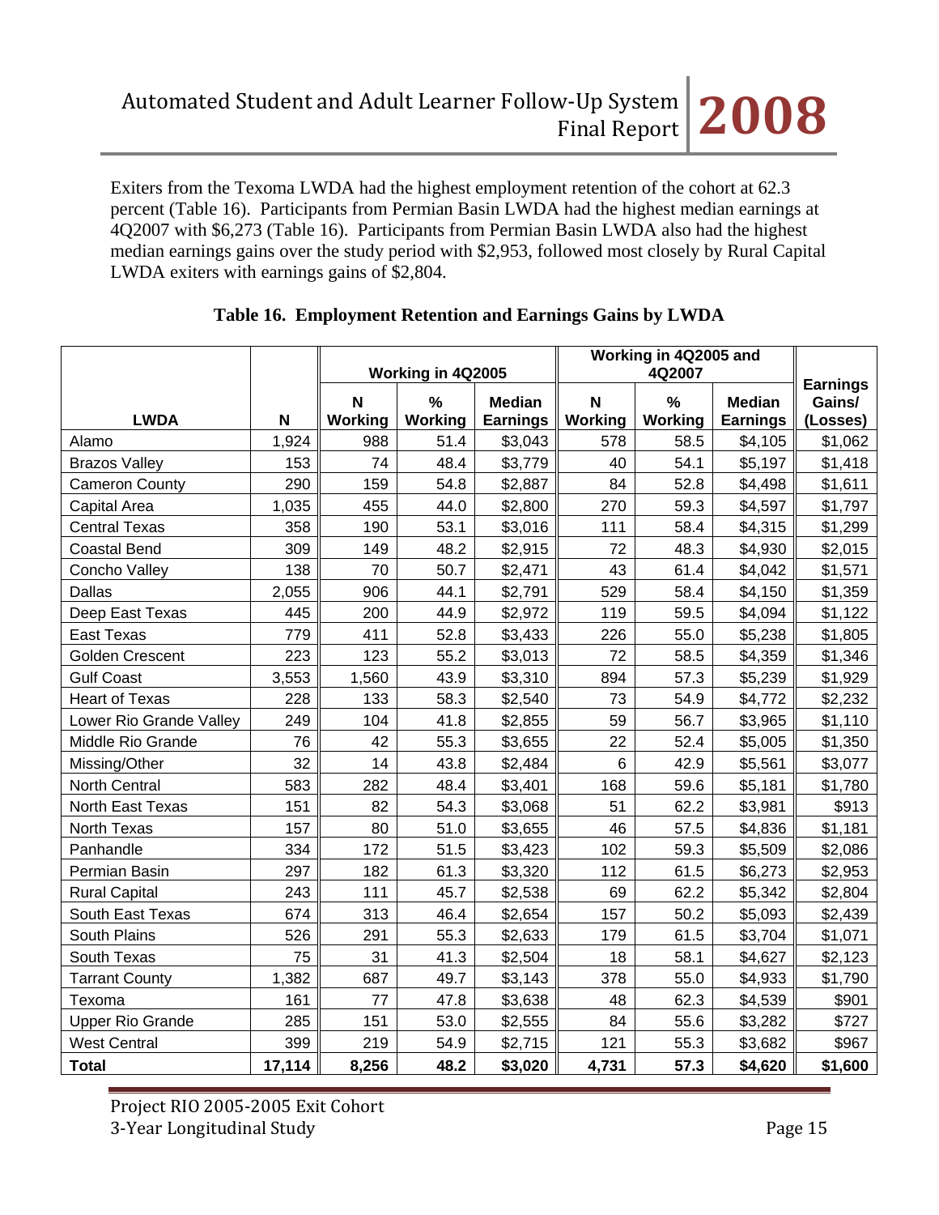Exiters from the Texoma LWDA had the highest employment retention of the cohort at 62.3 percent (Table 16). Participants from Permian Basin LWDA had the highest median earnings at 4Q2007 with $6,273 (Table 16). Participants from Permian Basin LWDA also had the highest median earnings gains over the study period with $2,953, followed most closely by Rural Capital LWDA exiters with earnings gains of $2,804.

**Table 16. Employment Retention and Earnings Gains by LWDA**

| | | Working in 4Q2005 | | | Working in 4Q2005 and 4Q2007 | | | |
|---|---|---|---|---|---|---|---|---|
| **LWDA** | **N** | **N Working** | **% Working** | **Median Earnings** | **N Working** | **% Working** | **Median Earnings** | **Earnings Gains/ (Losses)** |
| Alamo | 1,924 | 988 | 51.4 | $3,043 | 578 | 58.5 | $4,105 | $1,062 |
| Brazos Valley | 153 | 74 | 48.4 | $3,779 | 40 | 54.1 | $5,197 | $1,418 |
| Cameron County | 290 | 159 | 54.8 | $2,887 | 84 | 52.8 | $4,498 | $1,611 |
| Capital Area | 1,035 | 455 | 44.0 | $2,800 | 270 | 59.3 | $4,597 | $1,797 |
| Central Texas | 358 | 190 | 53.1 | $3,016 | 111 | 58.4 | $4,315 | $1,299 |
| Coastal Bend | 309 | 149 | 48.2 | $2,915 | 72 | 48.3 | $4,930 | $2,015 |
| Concho Valley | 138 | 70 | 50.7 | $2,471 | 43 | 61.4 | $4,042 | $1,571 |
| Dallas | 2,055 | 906 | 44.1 | $2,791 | 529 | 58.4 | $4,150 | $1,359 |
| Deep East Texas | 445 | 200 | 44.9 | $2,972 | 119 | 59.5 | $4,094 | $1,122 |
| East Texas | 779 | 411 | 52.8 | $3,433 | 226 | 55.0 | $5,238 | $1,805 |
| Golden Crescent | 223 | 123 | 55.2 | $3,013 | 72 | 58.5 | $4,359 | $1,346 |
| Gulf Coast | 3,553 | 1,560 | 43.9 | $3,310 | 894 | 57.3 | $5,239 | $1,929 |
| Heart of Texas | 228 | 133 | 58.3 | $2,540 | 73 | 54.9 | $4,772 | $2,232 |
| Lower Rio Grande Valley | 249 | 104 | 41.8 | $2,855 | 59 | 56.7 | $3,965 | $1,110 |
| Middle Rio Grande | 76 | 42 | 55.3 | $3,655 | 22 | 52.4 | $5,005 | $1,350 |
| Missing/Other | 32 | 14 | 43.8 | $2,484 | 6 | 42.9 | $5,561 | $3,077 |
| North Central | 583 | 282 | 48.4 | $3,401 | 168 | 59.6 | $5,181 | $1,780 |
| North East Texas | 151 | 82 | 54.3 | $3,068 | 51 | 62.2 | $3,981 | $913 |
| North Texas | 157 | 80 | 51.0 | $3,655 | 46 | 57.5 | $4,836 | $1,181 |
| Panhandle | 334 | 172 | 51.5 | $3,423 | 102 | 59.3 | $5,509 | $2,086 |
| Permian Basin | 297 | 182 | 61.3 | $3,320 | 112 | 61.5 | $6,273 | $2,953 |
| Rural Capital | 243 | 111 | 45.7 | $2,538 | 69 | 62.2 | $5,342 | $2,804 |
| South East Texas | 674 | 313 | 46.4 | $2,654 | 157 | 50.2 | $5,093 | $2,439 |
| South Plains | 526 | 291 | 55.3 | $2,633 | 179 | 61.5 | $3,704 | $1,071 |
| South Texas | 75 | 31 | 41.3 | $2,504 | 18 | 58.1 | $4,627 | $2,123 |
| Tarrant County | 1,382 | 687 | 49.7 | $3,143 | 378 | 55.0 | $4,933 | $1,790 |
| Texoma | 161 | 77 | 47.8 | $3,638 | 48 | 62.3 | $4,539 | $901 |
| Upper Rio Grande | 285 | 151 | 53.0 | $2,555 | 84 | 55.6 | $3,282 | $727 |
| West Central | 399 | 219 | 54.9 | $2,715 | 121 | 55.3 | $3,682 | $967 |
| **Total** | **17,114** | **8,256** | **48.2** | **$3,020** | **4,731** | **57.3** | **$4,620** | **$1,600** |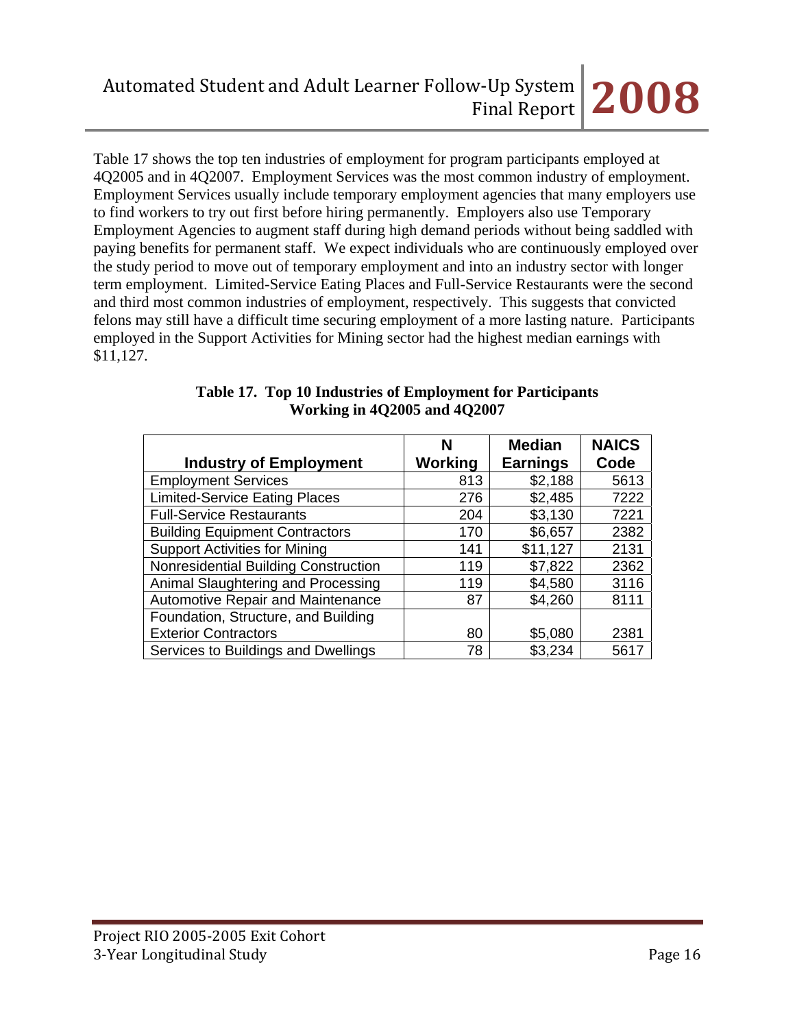Table 17 shows the top ten industries of employment for program participants employed at 4Q2005 and in 4Q2007. Employment Services was the most common industry of employment. Employment Services usually include temporary employment agencies that many employers use to find workers to try out first before hiring permanently. Employers also use Temporary Employment Agencies to augment staff during high demand periods without being saddled with paying benefits for permanent staff. We expect individuals who are continuously employed over the study period to move out of temporary employment and into an industry sector with longer term employment. Limited-Service Eating Places and Full-Service Restaurants were the second and third most common industries of employment, respectively. This suggests that convicted felons may still have a difficult time securing employment of a more lasting nature. Participants employed in the Support Activities for Mining sector had the highest median earnings with $11,127.

**Table 17. Top 10 Industries of Employment for Participants Working in 4Q2005 and 4Q2007**

| Industry of Employment | N Working | Median Earnings | NAICS Code |
|---|---|---|---|
| Employment Services | 813 | $2,188 | 5613 |
| Limited-Service Eating Places | 276 | $2,485 | 7222 |
| Full-Service Restaurants | 204 | $3,130 | 7221 |
| Building Equipment Contractors | 170 | $6,657 | 2382 |
| Support Activities for Mining | 141 | $11,127 | 2131 |
| Nonresidential Building Construction | 119 | $7,822 | 2362 |
| Animal Slaughtering and Processing | 119 | $4,580 | 3116 |
| Automotive Repair and Maintenance | 87 | $4,260 | 8111 |
| Foundation, Structure, and Building Exterior Contractors | 80 | $5,080 | 2381 |
| Services to Buildings and Dwellings | 78 | $3,234 | 5617 |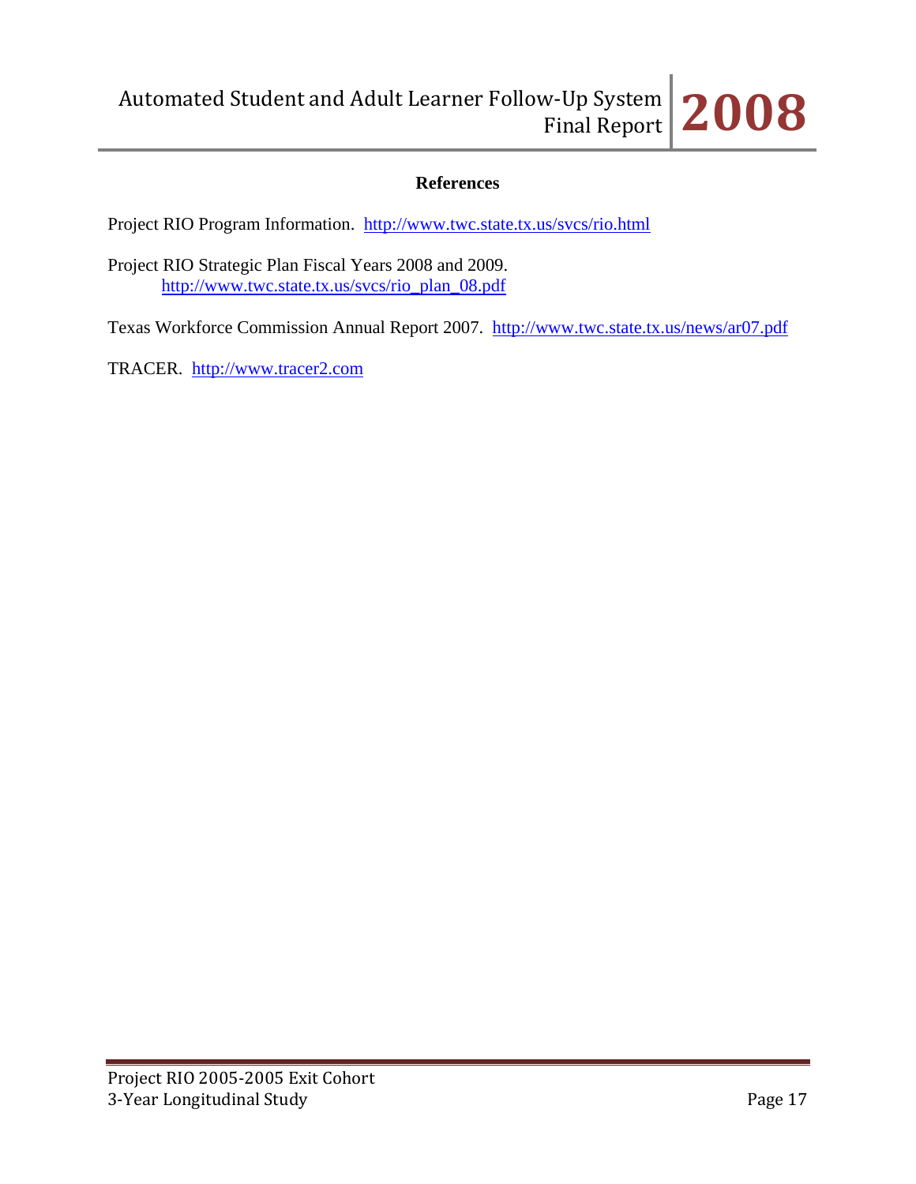## References

Project RIO Program Information. http://www.twc.state.tx.us/svcs/rio.html

Project RIO Strategic Plan Fiscal Years 2008 and 2009.
http://www.twc.state.tx.us/svcs/rio_plan_08.pdf

Texas Workforce Commission Annual Report 2007. http://www.twc.state.tx.us/news/ar07.pdf

TRACER. http://www.tracer2.com